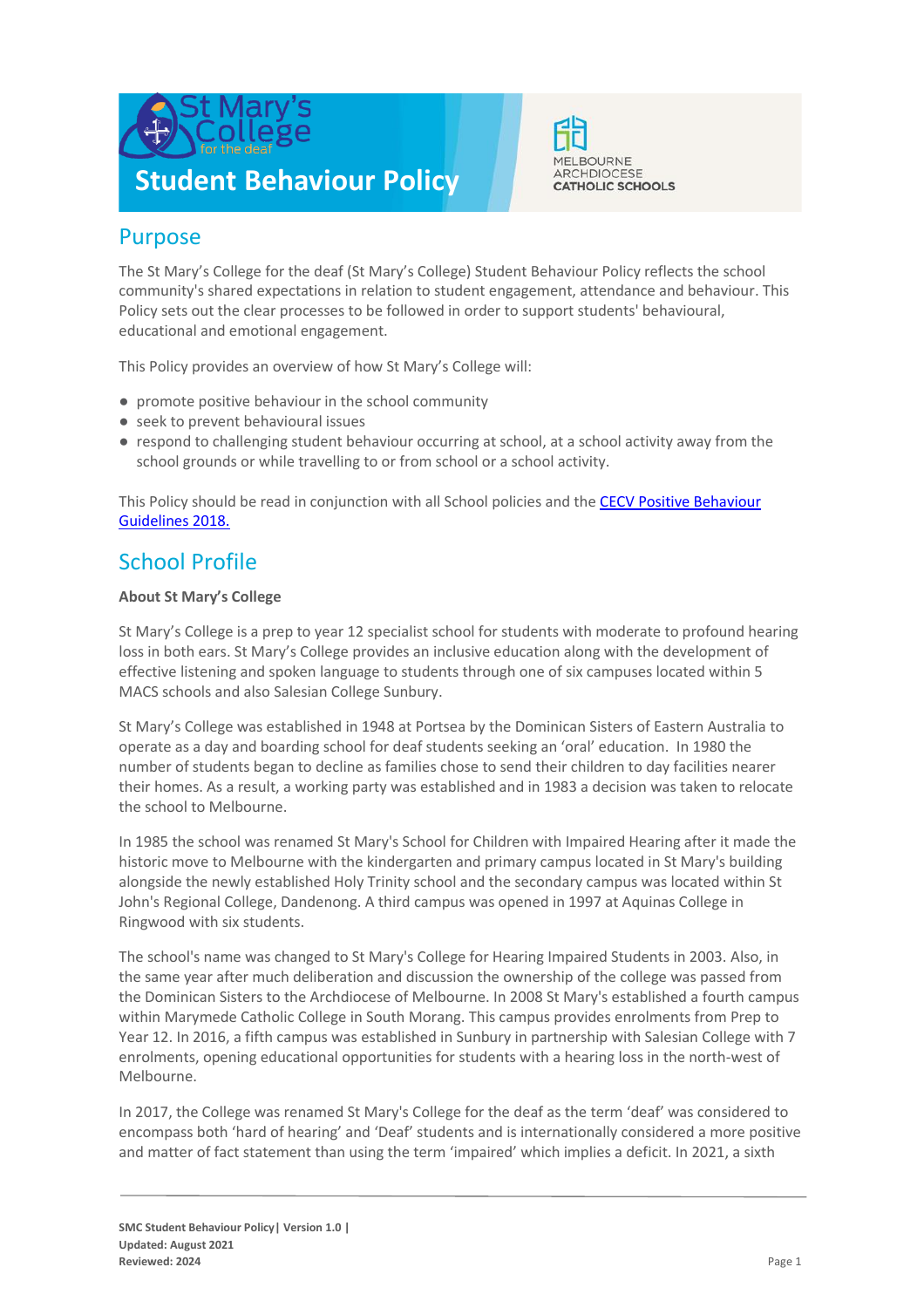# Student Behaviour Policy

## Purpose

The St Mary's College for the deaf (St Mary's College) Student Behaviour Policy reflects the school community's shared expectations in relation to student engagement, attendance and behaviour. This Policy sets out the clear processes to be followed in order to support students' behavioural, educational and emotional engagement.

This Policy provides an overview of how St Mary's College will:

- promote positive behaviour in the school community
- seek to prevent behavioural issues
- respond to challenging student behaviour occurring at school, at a school activity away from the school grounds or while travelling to or from school or a school activity.

This Policy should be read in conjunction with all School policies and the [CECV Positive Behaviour Guidelines 2018.](#)

## School Profile

**About St Mary's College**

St Mary's College is a prep to year 12 specialist school for students with moderate to profound hearing loss in both ears. St Mary's College provides an inclusive education along with the development of effective listening and spoken language to students through one of six campuses located within 5 MACS schools and also Salesian College Sunbury.

St Mary's College was established in 1948 at Portsea by the Dominican Sisters of Eastern Australia to operate as a day and boarding school for deaf students seeking an 'oral' education. In 1980 the number of students began to decline as families chose to send their children to day facilities nearer their homes. As a result, a working party was established and in 1983 a decision was taken to relocate the school to Melbourne.

In 1985 the school was renamed St Mary's School for Children with Impaired Hearing after it made the historic move to Melbourne with the kindergarten and primary campus located in St Mary's building alongside the newly established Holy Trinity school and the secondary campus was located within St John's Regional College, Dandenong. A third campus was opened in 1997 at Aquinas College in Ringwood with six students.

The school's name was changed to St Mary's College for Hearing Impaired Students in 2003. Also, in the same year after much deliberation and discussion the ownership of the college was passed from the Dominican Sisters to the Archdiocese of Melbourne. In 2008 St Mary's established a fourth campus within Marymede Catholic College in South Morang. This campus provides enrolments from Prep to Year 12. In 2016, a fifth campus was established in Sunbury in partnership with Salesian College with 7 enrolments, opening educational opportunities for students with a hearing loss in the north-west of Melbourne.

In 2017, the College was renamed St Mary's College for the deaf as the term 'deaf' was considered to encompass both 'hard of hearing' and 'Deaf' students and is internationally considered a more positive and matter of fact statement than using the term 'impaired' which implies a deficit. In 2021, a sixth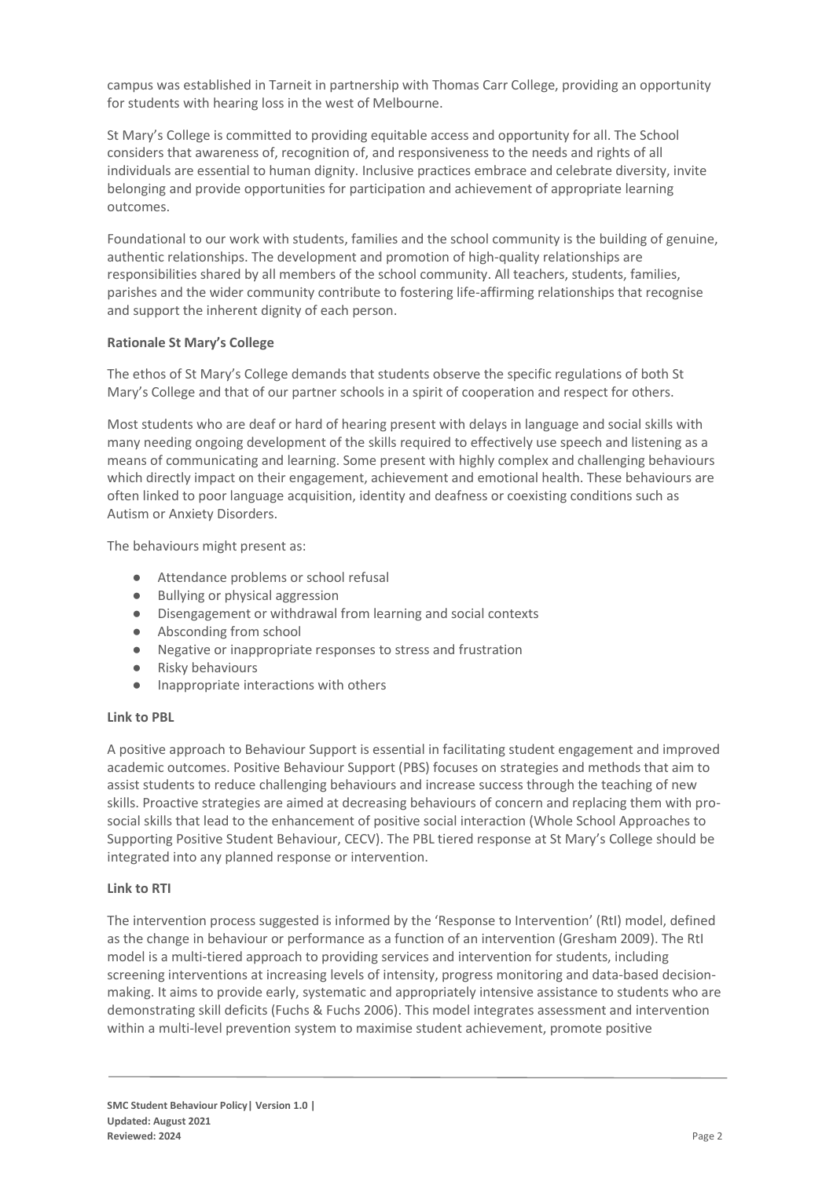campus was established in Tarneit in partnership with Thomas Carr College, providing an opportunity for students with hearing loss in the west of Melbourne.

St Mary's College is committed to providing equitable access and opportunity for all. The School considers that awareness of, recognition of, and responsiveness to the needs and rights of all individuals are essential to human dignity. Inclusive practices embrace and celebrate diversity, invite belonging and provide opportunities for participation and achievement of appropriate learning outcomes.

Foundational to our work with students, families and the school community is the building of genuine, authentic relationships. The development and promotion of high-quality relationships are responsibilities shared by all members of the school community. All teachers, students, families, parishes and the wider community contribute to fostering life-affirming relationships that recognise and support the inherent dignity of each person.

**Rationale St Mary's College**

The ethos of St Mary's College demands that students observe the specific regulations of both St Mary's College and that of our partner schools in a spirit of cooperation and respect for others.

Most students who are deaf or hard of hearing present with delays in language and social skills with many needing ongoing development of the skills required to effectively use speech and listening as a means of communicating and learning. Some present with highly complex and challenging behaviours which directly impact on their engagement, achievement and emotional health. These behaviours are often linked to poor language acquisition, identity and deafness or coexisting conditions such as Autism or Anxiety Disorders.

The behaviours might present as:

- Attendance problems or school refusal
- Bullying or physical aggression
- Disengagement or withdrawal from learning and social contexts
- Absconding from school
- Negative or inappropriate responses to stress and frustration
- Risky behaviours
- Inappropriate interactions with others

**Link to PBL**

A positive approach to Behaviour Support is essential in facilitating student engagement and improved academic outcomes. Positive Behaviour Support (PBS) focuses on strategies and methods that aim to assist students to reduce challenging behaviours and increase success through the teaching of new skills. Proactive strategies are aimed at decreasing behaviours of concern and replacing them with pro-social skills that lead to the enhancement of positive social interaction (Whole School Approaches to Supporting Positive Student Behaviour, CECV). The PBL tiered response at St Mary's College should be integrated into any planned response or intervention.

**Link to RTI**

The intervention process suggested is informed by the 'Response to Intervention' (RtI) model, defined as the change in behaviour or performance as a function of an intervention (Gresham 2009). The RtI model is a multi-tiered approach to providing services and intervention for students, including screening interventions at increasing levels of intensity, progress monitoring and data-based decision-making. It aims to provide early, systematic and appropriately intensive assistance to students who are demonstrating skill deficits (Fuchs & Fuchs 2006). This model integrates assessment and intervention within a multi-level prevention system to maximise student achievement, promote positive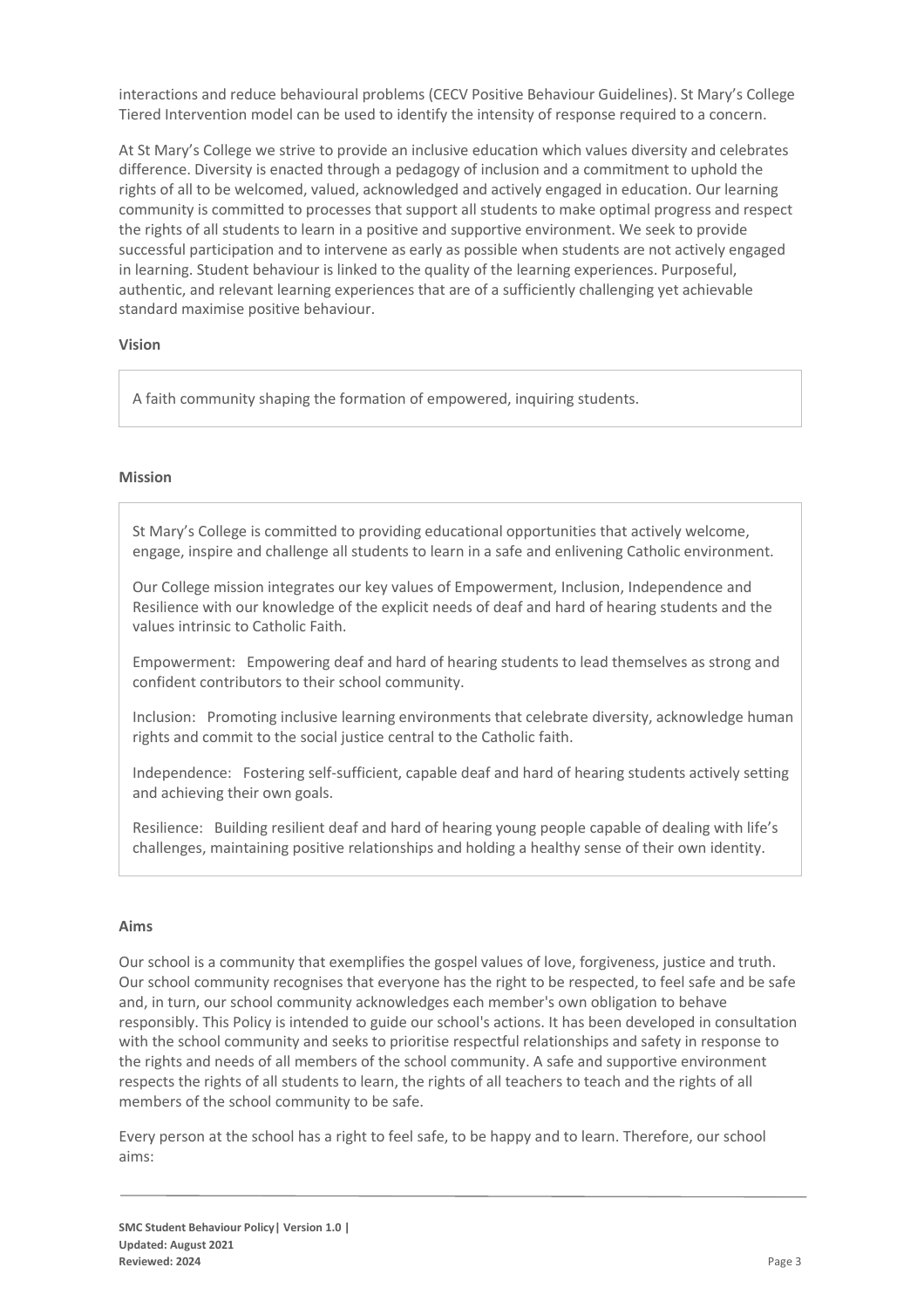interactions and reduce behavioural problems (CECV Positive Behaviour Guidelines). St Mary's College Tiered Intervention model can be used to identify the intensity of response required to a concern.

At St Mary's College we strive to provide an inclusive education which values diversity and celebrates difference. Diversity is enacted through a pedagogy of inclusion and a commitment to uphold the rights of all to be welcomed, valued, acknowledged and actively engaged in education. Our learning community is committed to processes that support all students to make optimal progress and respect the rights of all students to learn in a positive and supportive environment. We seek to provide successful participation and to intervene as early as possible when students are not actively engaged in learning. Student behaviour is linked to the quality of the learning experiences. Purposeful, authentic, and relevant learning experiences that are of a sufficiently challenging yet achievable standard maximise positive behaviour.

**Vision**

A faith community shaping the formation of empowered, inquiring students.

**Mission**

St Mary's College is committed to providing educational opportunities that actively welcome, engage, inspire and challenge all students to learn in a safe and enlivening Catholic environment.

Our College mission integrates our key values of Empowerment, Inclusion, Independence and Resilience with our knowledge of the explicit needs of deaf and hard of hearing students and the values intrinsic to Catholic Faith.

Empowerment: Empowering deaf and hard of hearing students to lead themselves as strong and confident contributors to their school community.

Inclusion: Promoting inclusive learning environments that celebrate diversity, acknowledge human rights and commit to the social justice central to the Catholic faith.

Independence: Fostering self-sufficient, capable deaf and hard of hearing students actively setting and achieving their own goals.

Resilience: Building resilient deaf and hard of hearing young people capable of dealing with life's challenges, maintaining positive relationships and holding a healthy sense of their own identity.

**Aims**

Our school is a community that exemplifies the gospel values of love, forgiveness, justice and truth. Our school community recognises that everyone has the right to be respected, to feel safe and be safe and, in turn, our school community acknowledges each member's own obligation to behave responsibly. This Policy is intended to guide our school's actions. It has been developed in consultation with the school community and seeks to prioritise respectful relationships and safety in response to the rights and needs of all members of the school community. A safe and supportive environment respects the rights of all students to learn, the rights of all teachers to teach and the rights of all members of the school community to be safe.

Every person at the school has a right to feel safe, to be happy and to learn. Therefore, our school aims: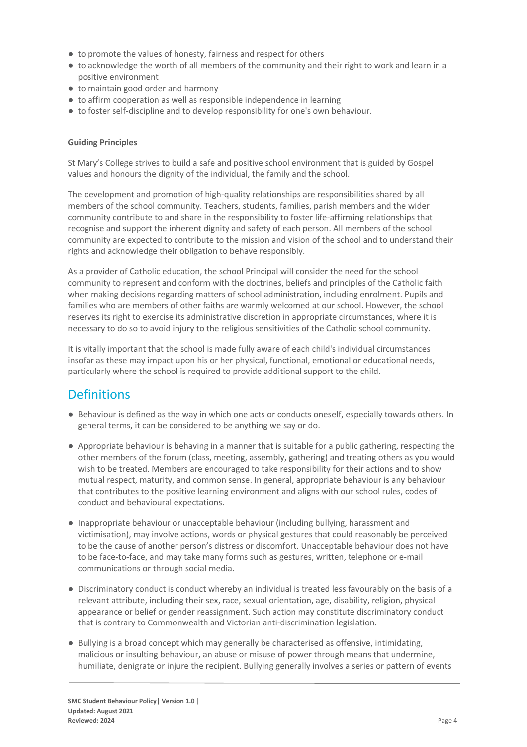- to promote the values of honesty, fairness and respect for others
- to acknowledge the worth of all members of the community and their right to work and learn in a positive environment
- to maintain good order and harmony
- to affirm cooperation as well as responsible independence in learning
- to foster self-discipline and to develop responsibility for one's own behaviour.

**Guiding Principles**

St Mary's College strives to build a safe and positive school environment that is guided by Gospel values and honours the dignity of the individual, the family and the school.

The development and promotion of high-quality relationships are responsibilities shared by all members of the school community. Teachers, students, families, parish members and the wider community contribute to and share in the responsibility to foster life-affirming relationships that recognise and support the inherent dignity and safety of each person. All members of the school community are expected to contribute to the mission and vision of the school and to understand their rights and acknowledge their obligation to behave responsibly.

As a provider of Catholic education, the school Principal will consider the need for the school community to represent and conform with the doctrines, beliefs and principles of the Catholic faith when making decisions regarding matters of school administration, including enrolment. Pupils and families who are members of other faiths are warmly welcomed at our school. However, the school reserves its right to exercise its administrative discretion in appropriate circumstances, where it is necessary to do so to avoid injury to the religious sensitivities of the Catholic school community.

It is vitally important that the school is made fully aware of each child's individual circumstances insofar as these may impact upon his or her physical, functional, emotional or educational needs, particularly where the school is required to provide additional support to the child.

## Definitions

- Behaviour is defined as the way in which one acts or conducts oneself, especially towards others. In general terms, it can be considered to be anything we say or do.

- Appropriate behaviour is behaving in a manner that is suitable for a public gathering, respecting the other members of the forum (class, meeting, assembly, gathering) and treating others as you would wish to be treated. Members are encouraged to take responsibility for their actions and to show mutual respect, maturity, and common sense. In general, appropriate behaviour is any behaviour that contributes to the positive learning environment and aligns with our school rules, codes of conduct and behavioural expectations.

- Inappropriate behaviour or unacceptable behaviour (including bullying, harassment and victimisation), may involve actions, words or physical gestures that could reasonably be perceived to be the cause of another person's distress or discomfort. Unacceptable behaviour does not have to be face-to-face, and may take many forms such as gestures, written, telephone or e-mail communications or through social media.

- Discriminatory conduct is conduct whereby an individual is treated less favourably on the basis of a relevant attribute, including their sex, race, sexual orientation, age, disability, religion, physical appearance or belief or gender reassignment. Such action may constitute discriminatory conduct that is contrary to Commonwealth and Victorian anti-discrimination legislation.

- Bullying is a broad concept which may generally be characterised as offensive, intimidating, malicious or insulting behaviour, an abuse or misuse of power through means that undermine, humiliate, denigrate or injure the recipient. Bullying generally involves a series or pattern of events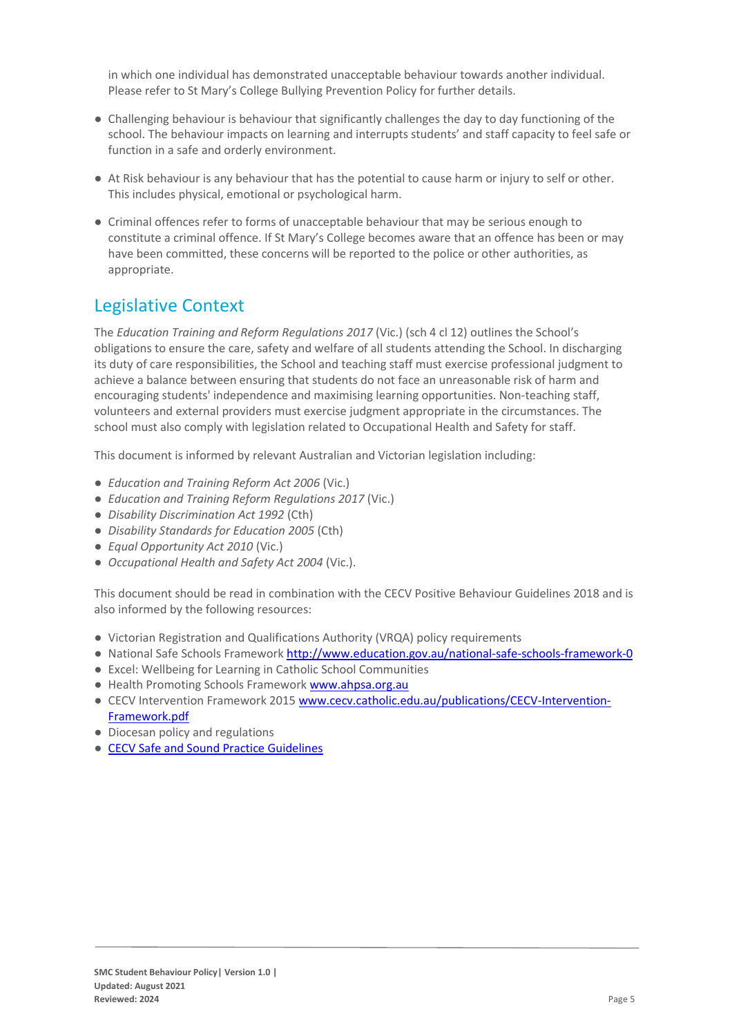in which one individual has demonstrated unacceptable behaviour towards another individual. Please refer to St Mary's College Bullying Prevention Policy for further details.

- Challenging behaviour is behaviour that significantly challenges the day to day functioning of the school. The behaviour impacts on learning and interrupts students' and staff capacity to feel safe or function in a safe and orderly environment.
- At Risk behaviour is any behaviour that has the potential to cause harm or injury to self or other. This includes physical, emotional or psychological harm.
- Criminal offences refer to forms of unacceptable behaviour that may be serious enough to constitute a criminal offence. If St Mary's College becomes aware that an offence has been or may have been committed, these concerns will be reported to the police or other authorities, as appropriate.

## Legislative Context

The *Education Training and Reform Regulations 2017* (Vic.) (sch 4 cl 12) outlines the School's obligations to ensure the care, safety and welfare of all students attending the School. In discharging its duty of care responsibilities, the School and teaching staff must exercise professional judgment to achieve a balance between ensuring that students do not face an unreasonable risk of harm and encouraging students' independence and maximising learning opportunities. Non-teaching staff, volunteers and external providers must exercise judgment appropriate in the circumstances. The school must also comply with legislation related to Occupational Health and Safety for staff.

This document is informed by relevant Australian and Victorian legislation including:

- *Education and Training Reform Act 2006* (Vic.)
- *Education and Training Reform Regulations 2017* (Vic.)
- *Disability Discrimination Act 1992* (Cth)
- *Disability Standards for Education 2005* (Cth)
- *Equal Opportunity Act 2010* (Vic.)
- *Occupational Health and Safety Act 2004* (Vic.).

This document should be read in combination with the CECV Positive Behaviour Guidelines 2018 and is also informed by the following resources:

- Victorian Registration and Qualifications Authority (VRQA) policy requirements
- National Safe Schools Framework [http://www.education.gov.au/national-safe-schools-framework-0](http://www.education.gov.au/national-safe-schools-framework-0)
- Excel: Wellbeing for Learning in Catholic School Communities
- Health Promoting Schools Framework [www.ahpsa.org.au](www.ahpsa.org.au)
- CECV Intervention Framework 2015 [www.cecv.catholic.edu.au/publications/CECV-Intervention-Framework.pdf](www.cecv.catholic.edu.au/publications/CECV-Intervention-Framework.pdf)
- Diocesan policy and regulations
- CECV Safe and Sound Practice Guidelines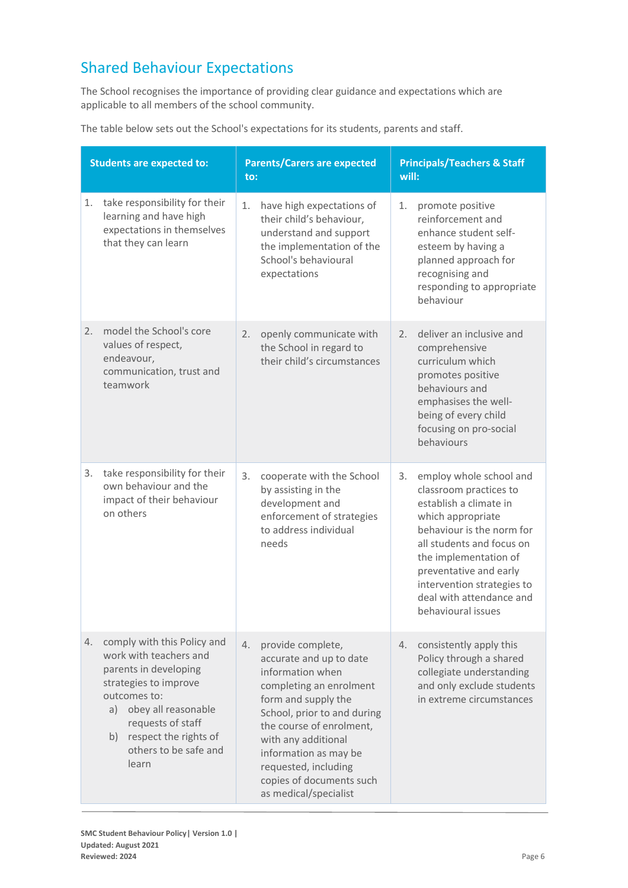## Shared Behaviour Expectations

The School recognises the importance of providing clear guidance and expectations which are applicable to all members of the school community.

The table below sets out the School's expectations for its students, parents and staff.

| Students are expected to: | Parents/Carers are expected to: | Principals/Teachers & Staff will: |
|---|---|---|
| 1. take responsibility for their learning and have high expectations in themselves that they can learn | 1. have high expectations of their child's behaviour, understand and support the implementation of the School's behavioural expectations | 1. promote positive reinforcement and enhance student self-esteem by having a planned approach for recognising and responding to appropriate behaviour |
| 2. model the School's core values of respect, endeavour, communication, trust and teamwork | 2. openly communicate with the School in regard to their child's circumstances | 2. deliver an inclusive and comprehensive curriculum which promotes positive behaviours and emphasises the well-being of every child focusing on pro-social behaviours |
| 3. take responsibility for their own behaviour and the impact of their behaviour on others | 3. cooperate with the School by assisting in the development and enforcement of strategies to address individual needs | 3. employ whole school and classroom practices to establish a climate in which appropriate behaviour is the norm for all students and focus on the implementation of preventative and early intervention strategies to deal with attendance and behavioural issues |
| 4. comply with this Policy and work with teachers and parents in developing strategies to improve outcomes to: a) obey all reasonable requests of staff b) respect the rights of others to be safe and learn | 4. provide complete, accurate and up to date information when completing an enrolment form and supply the School, prior to and during the course of enrolment, with any additional information as may be requested, including copies of documents such as medical/specialist | 4. consistently apply this Policy through a shared collegiate understanding and only exclude students in extreme circumstances |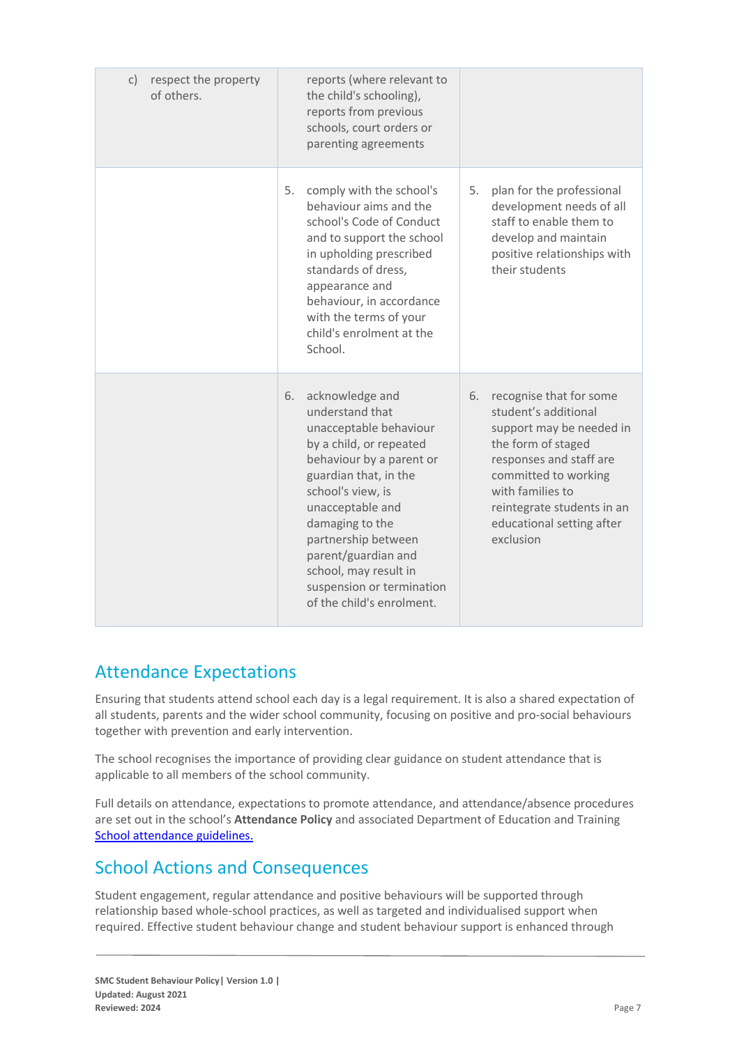| | | |
|---|---|---|
| c) respect the property of others. | reports (where relevant to the child's schooling), reports from previous schools, court orders or parenting agreements | |
| | 5. comply with the school's behaviour aims and the school's Code of Conduct and to support the school in upholding prescribed standards of dress, appearance and behaviour, in accordance with the terms of your child's enrolment at the School. | 5. plan for the professional development needs of all staff to enable them to develop and maintain positive relationships with their students |
| | 6. acknowledge and understand that unacceptable behaviour by a child, or repeated behaviour by a parent or guardian that, in the school's view, is unacceptable and damaging to the partnership between parent/guardian and school, may result in suspension or termination of the child's enrolment. | 6. recognise that for some student's additional support may be needed in the form of staged responses and staff are committed to working with families to reintegrate students in an educational setting after exclusion |

## Attendance Expectations

Ensuring that students attend school each day is a legal requirement. It is also a shared expectation of all students, parents and the wider school community, focusing on positive and pro-social behaviours together with prevention and early intervention.

The school recognises the importance of providing clear guidance on student attendance that is applicable to all members of the school community.

Full details on attendance, expectations to promote attendance, and attendance/absence procedures are set out in the school's **Attendance Policy** and associated Department of Education and Training School attendance guidelines.

## School Actions and Consequences

Student engagement, regular attendance and positive behaviours will be supported through relationship based whole-school practices, as well as targeted and individualised support when required. Effective student behaviour change and student behaviour support is enhanced through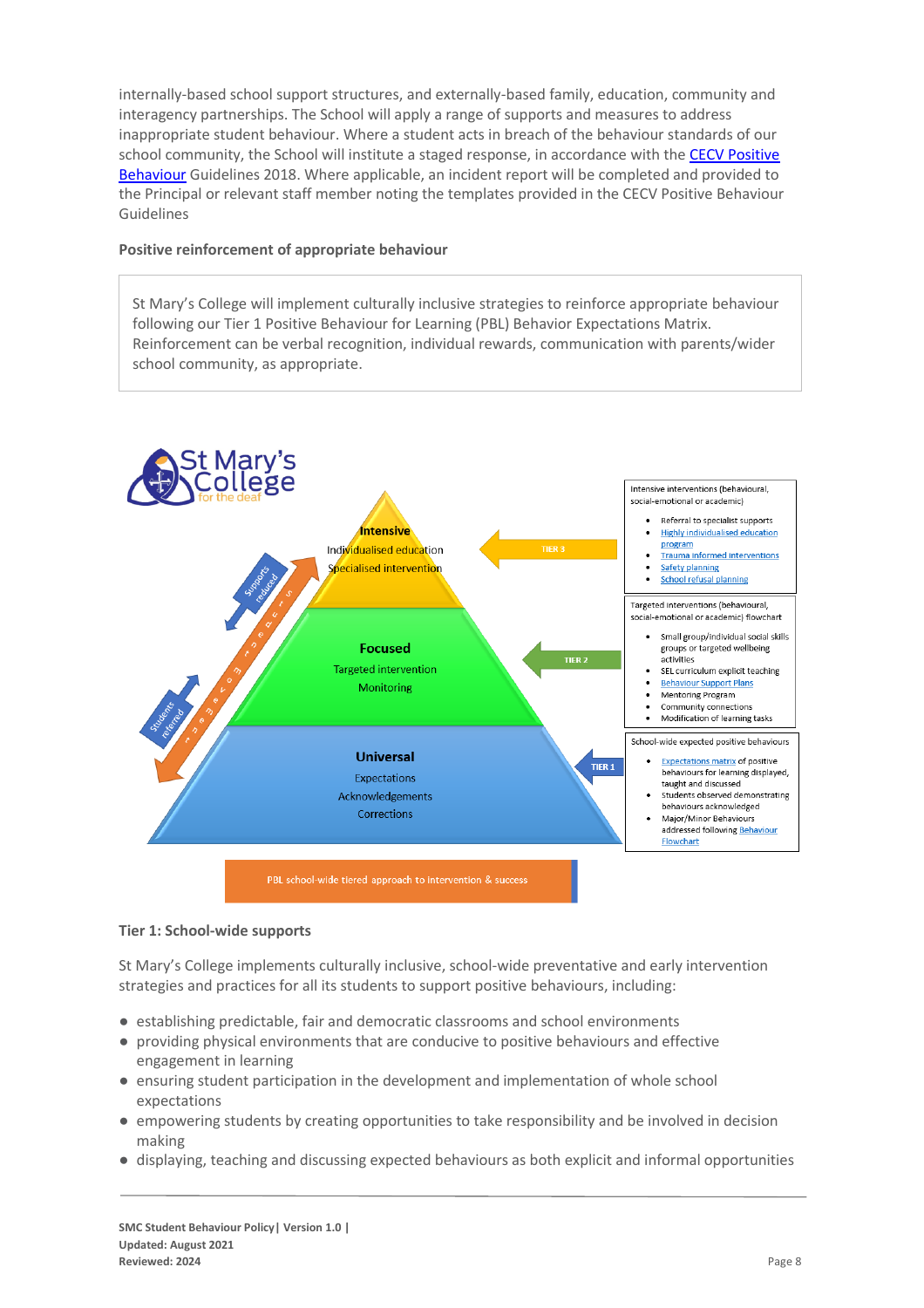internally-based school support structures, and externally-based family, education, community and interagency partnerships. The School will apply a range of supports and measures to address inappropriate student behaviour. Where a student acts in breach of the behaviour standards of our school community, the School will institute a staged response, in accordance with the CECV Positive Behaviour Guidelines 2018. Where applicable, an incident report will be completed and provided to the Principal or relevant staff member noting the templates provided in the CECV Positive Behaviour Guidelines

**Positive reinforcement of appropriate behaviour**

St Mary's College will implement culturally inclusive strategies to reinforce appropriate behaviour following our Tier 1 Positive Behaviour for Learning (PBL) Behavior Expectations Matrix. Reinforcement can be verbal recognition, individual rewards, communication with parents/wider school community, as appropriate.

St Mary's College for the deaf

**Intensive**
Individualised education
Specialised intervention

**Focused**
Targeted intervention
Monitoring

**Universal**
Expectations
Acknowledgements
Corrections

Supports reduced

Students referred

TIER 3

Intensive interventions (behavioural, social-emotional or academic)

- Referral to specialist supports
- Highly individualised education program
- Trauma informed interventions
- Safety planning
- School refusal planning

TIER 2

Targeted interventions (behavioural, social-emotional or academic) flowchart

- Small group/individual social skills groups or targeted wellbeing activities
- SEL curriculum explicit teaching
- Behaviour Support Plans
- Mentoring Program
- Community connections
- Modification of learning tasks

TIER 1

School-wide expected positive behaviours

- Expectations matrix of positive behaviours for learning displayed, taught and discussed
- Students observed demonstrating behaviours acknowledged
- Major/Minor Behaviours addressed following Behaviour Flowchart

PBL school-wide tiered approach to intervention & success

**Tier 1: School-wide supports**

St Mary's College implements culturally inclusive, school-wide preventative and early intervention strategies and practices for all its students to support positive behaviours, including:

- establishing predictable, fair and democratic classrooms and school environments
- providing physical environments that are conducive to positive behaviours and effective engagement in learning
- ensuring student participation in the development and implementation of whole school expectations
- empowering students by creating opportunities to take responsibility and be involved in decision making
- displaying, teaching and discussing expected behaviours as both explicit and informal opportunities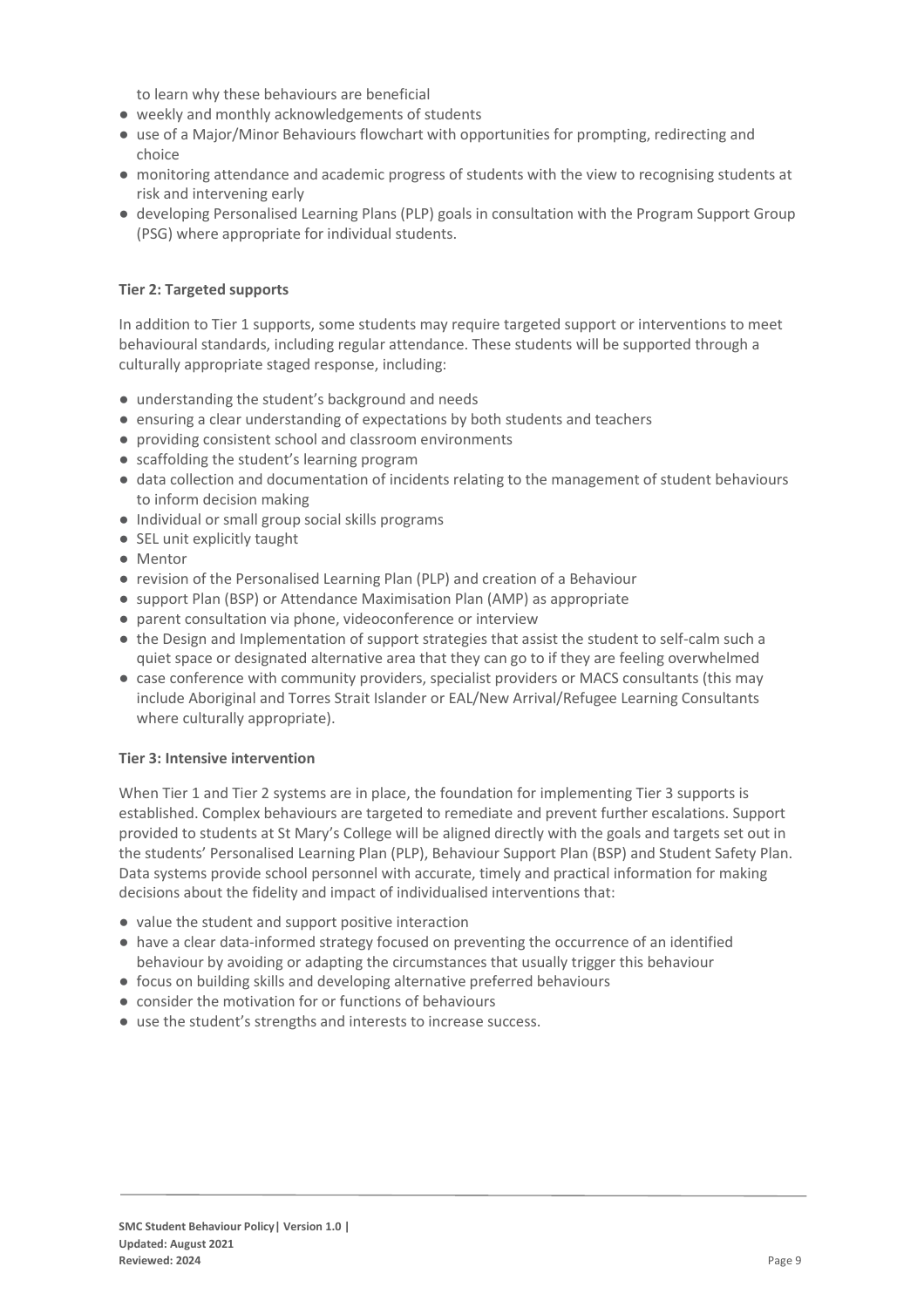to learn why these behaviours are beneficial

- weekly and monthly acknowledgements of students
- use of a Major/Minor Behaviours flowchart with opportunities for prompting, redirecting and choice
- monitoring attendance and academic progress of students with the view to recognising students at risk and intervening early
- developing Personalised Learning Plans (PLP) goals in consultation with the Program Support Group (PSG) where appropriate for individual students.

**Tier 2: Targeted supports**

In addition to Tier 1 supports, some students may require targeted support or interventions to meet behavioural standards, including regular attendance. These students will be supported through a culturally appropriate staged response, including:

- understanding the student's background and needs
- ensuring a clear understanding of expectations by both students and teachers
- providing consistent school and classroom environments
- scaffolding the student's learning program
- data collection and documentation of incidents relating to the management of student behaviours to inform decision making
- Individual or small group social skills programs
- SEL unit explicitly taught
- Mentor
- revision of the Personalised Learning Plan (PLP) and creation of a Behaviour
- support Plan (BSP) or Attendance Maximisation Plan (AMP) as appropriate
- parent consultation via phone, videoconference or interview
- the Design and Implementation of support strategies that assist the student to self-calm such a quiet space or designated alternative area that they can go to if they are feeling overwhelmed
- case conference with community providers, specialist providers or MACS consultants (this may include Aboriginal and Torres Strait Islander or EAL/New Arrival/Refugee Learning Consultants where culturally appropriate).

**Tier 3: Intensive intervention**

When Tier 1 and Tier 2 systems are in place, the foundation for implementing Tier 3 supports is established. Complex behaviours are targeted to remediate and prevent further escalations. Support provided to students at St Mary's College will be aligned directly with the goals and targets set out in the students' Personalised Learning Plan (PLP), Behaviour Support Plan (BSP) and Student Safety Plan. Data systems provide school personnel with accurate, timely and practical information for making decisions about the fidelity and impact of individualised interventions that:

- value the student and support positive interaction
- have a clear data-informed strategy focused on preventing the occurrence of an identified behaviour by avoiding or adapting the circumstances that usually trigger this behaviour
- focus on building skills and developing alternative preferred behaviours
- consider the motivation for or functions of behaviours
- use the student's strengths and interests to increase success.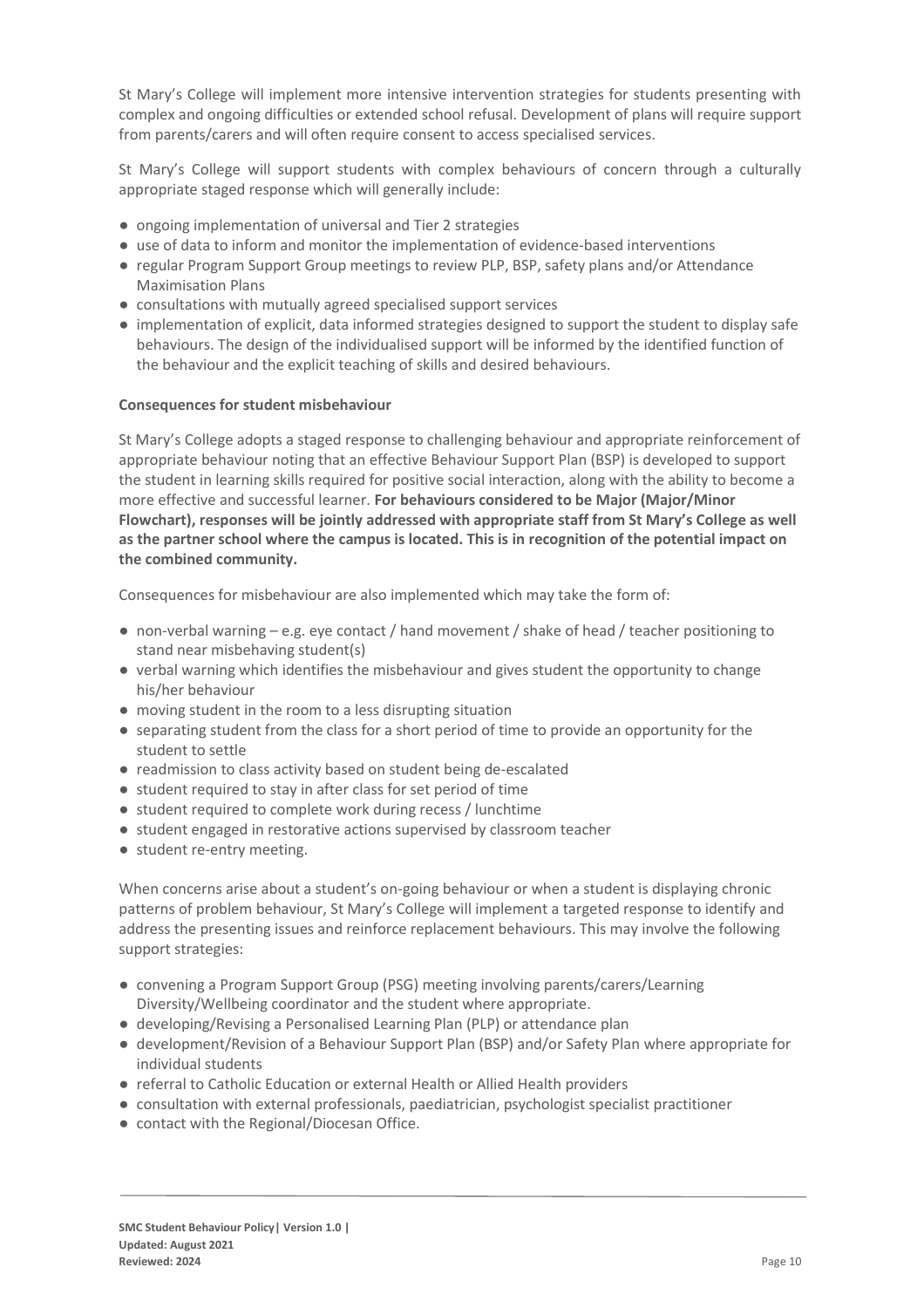St Mary's College will implement more intensive intervention strategies for students presenting with complex and ongoing difficulties or extended school refusal. Development of plans will require support from parents/carers and will often require consent to access specialised services.

St Mary's College will support students with complex behaviours of concern through a culturally appropriate staged response which will generally include:

- ongoing implementation of universal and Tier 2 strategies
- use of data to inform and monitor the implementation of evidence-based interventions
- regular Program Support Group meetings to review PLP, BSP, safety plans and/or Attendance Maximisation Plans
- consultations with mutually agreed specialised support services
- implementation of explicit, data informed strategies designed to support the student to display safe behaviours. The design of the individualised support will be informed by the identified function of the behaviour and the explicit teaching of skills and desired behaviours.

**Consequences for student misbehaviour**

St Mary's College adopts a staged response to challenging behaviour and appropriate reinforcement of appropriate behaviour noting that an effective Behaviour Support Plan (BSP) is developed to support the student in learning skills required for positive social interaction, along with the ability to become a more effective and successful learner. **For behaviours considered to be Major (Major/Minor Flowchart), responses will be jointly addressed with appropriate staff from St Mary's College as well as the partner school where the campus is located. This is in recognition of the potential impact on the combined community.**

Consequences for misbehaviour are also implemented which may take the form of:

- non-verbal warning – e.g. eye contact / hand movement / shake of head / teacher positioning to stand near misbehaving student(s)
- verbal warning which identifies the misbehaviour and gives student the opportunity to change his/her behaviour
- moving student in the room to a less disrupting situation
- separating student from the class for a short period of time to provide an opportunity for the student to settle
- readmission to class activity based on student being de-escalated
- student required to stay in after class for set period of time
- student required to complete work during recess / lunchtime
- student engaged in restorative actions supervised by classroom teacher
- student re-entry meeting.

When concerns arise about a student's on-going behaviour or when a student is displaying chronic patterns of problem behaviour, St Mary's College will implement a targeted response to identify and address the presenting issues and reinforce replacement behaviours. This may involve the following support strategies:

- convening a Program Support Group (PSG) meeting involving parents/carers/Learning Diversity/Wellbeing coordinator and the student where appropriate.
- developing/Revising a Personalised Learning Plan (PLP) or attendance plan
- development/Revision of a Behaviour Support Plan (BSP) and/or Safety Plan where appropriate for individual students
- referral to Catholic Education or external Health or Allied Health providers
- consultation with external professionals, paediatrician, psychologist specialist practitioner
- contact with the Regional/Diocesan Office.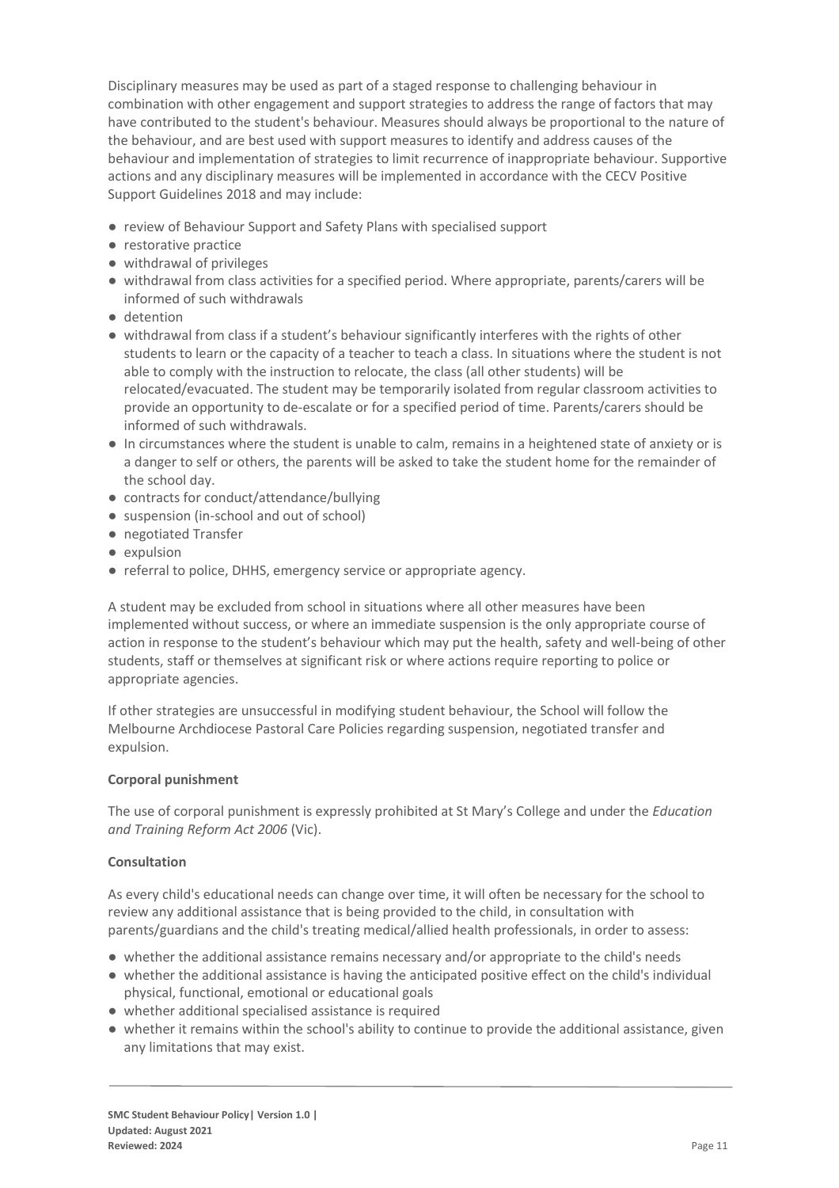Disciplinary measures may be used as part of a staged response to challenging behaviour in combination with other engagement and support strategies to address the range of factors that may have contributed to the student's behaviour. Measures should always be proportional to the nature of the behaviour, and are best used with support measures to identify and address causes of the behaviour and implementation of strategies to limit recurrence of inappropriate behaviour. Supportive actions and any disciplinary measures will be implemented in accordance with the CECV Positive Support Guidelines 2018 and may include:

- review of Behaviour Support and Safety Plans with specialised support
- restorative practice
- withdrawal of privileges
- withdrawal from class activities for a specified period. Where appropriate, parents/carers will be informed of such withdrawals
- detention
- withdrawal from class if a student's behaviour significantly interferes with the rights of other students to learn or the capacity of a teacher to teach a class. In situations where the student is not able to comply with the instruction to relocate, the class (all other students) will be relocated/evacuated. The student may be temporarily isolated from regular classroom activities to provide an opportunity to de-escalate or for a specified period of time. Parents/carers should be informed of such withdrawals.
- In circumstances where the student is unable to calm, remains in a heightened state of anxiety or is a danger to self or others, the parents will be asked to take the student home for the remainder of the school day.
- contracts for conduct/attendance/bullying
- suspension (in-school and out of school)
- negotiated Transfer
- expulsion
- referral to police, DHHS, emergency service or appropriate agency.

A student may be excluded from school in situations where all other measures have been implemented without success, or where an immediate suspension is the only appropriate course of action in response to the student's behaviour which may put the health, safety and well-being of other students, staff or themselves at significant risk or where actions require reporting to police or appropriate agencies.

If other strategies are unsuccessful in modifying student behaviour, the School will follow the Melbourne Archdiocese Pastoral Care Policies regarding suspension, negotiated transfer and expulsion.

**Corporal punishment**

The use of corporal punishment is expressly prohibited at St Mary's College and under the *Education and Training Reform Act 2006* (Vic).

**Consultation**

As every child's educational needs can change over time, it will often be necessary for the school to review any additional assistance that is being provided to the child, in consultation with parents/guardians and the child's treating medical/allied health professionals, in order to assess:

- whether the additional assistance remains necessary and/or appropriate to the child's needs
- whether the additional assistance is having the anticipated positive effect on the child's individual physical, functional, emotional or educational goals
- whether additional specialised assistance is required
- whether it remains within the school's ability to continue to provide the additional assistance, given any limitations that may exist.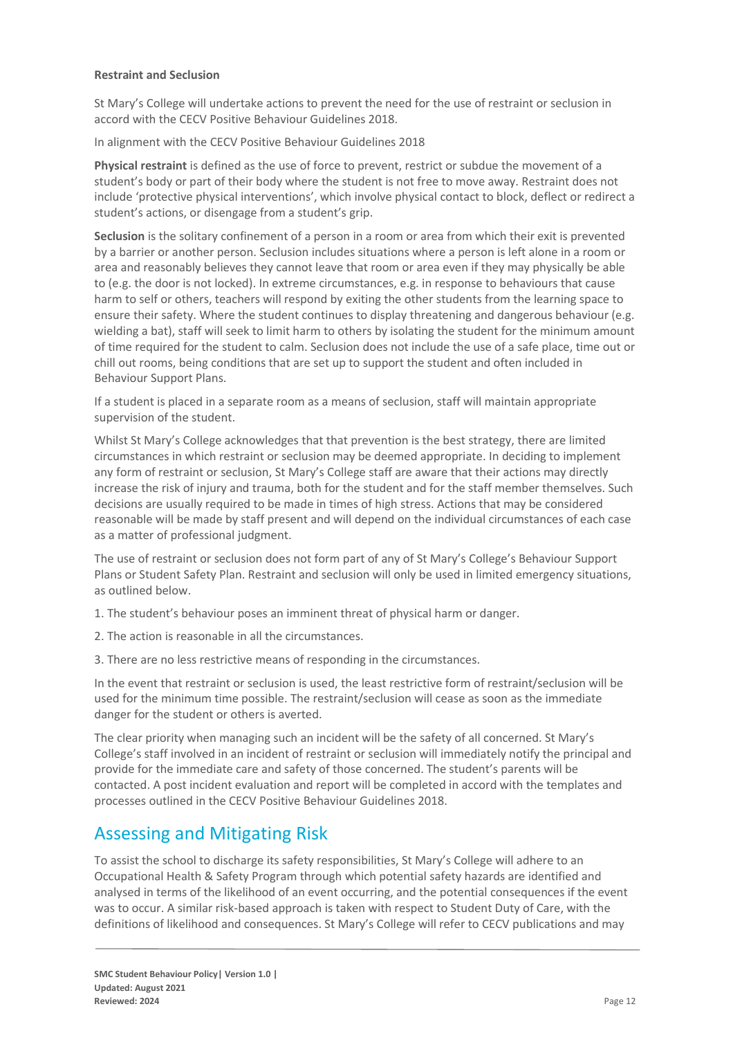**Restraint and Seclusion**

St Mary's College will undertake actions to prevent the need for the use of restraint or seclusion in accord with the CECV Positive Behaviour Guidelines 2018.

In alignment with the CECV Positive Behaviour Guidelines 2018

**Physical restraint** is defined as the use of force to prevent, restrict or subdue the movement of a student's body or part of their body where the student is not free to move away. Restraint does not include 'protective physical interventions', which involve physical contact to block, deflect or redirect a student's actions, or disengage from a student's grip.

**Seclusion** is the solitary confinement of a person in a room or area from which their exit is prevented by a barrier or another person. Seclusion includes situations where a person is left alone in a room or area and reasonably believes they cannot leave that room or area even if they may physically be able to (e.g. the door is not locked). In extreme circumstances, e.g. in response to behaviours that cause harm to self or others, teachers will respond by exiting the other students from the learning space to ensure their safety. Where the student continues to display threatening and dangerous behaviour (e.g. wielding a bat), staff will seek to limit harm to others by isolating the student for the minimum amount of time required for the student to calm. Seclusion does not include the use of a safe place, time out or chill out rooms, being conditions that are set up to support the student and often included in Behaviour Support Plans.

If a student is placed in a separate room as a means of seclusion, staff will maintain appropriate supervision of the student.

Whilst St Mary's College acknowledges that that prevention is the best strategy, there are limited circumstances in which restraint or seclusion may be deemed appropriate. In deciding to implement any form of restraint or seclusion, St Mary's College staff are aware that their actions may directly increase the risk of injury and trauma, both for the student and for the staff member themselves. Such decisions are usually required to be made in times of high stress. Actions that may be considered reasonable will be made by staff present and will depend on the individual circumstances of each case as a matter of professional judgment.

The use of restraint or seclusion does not form part of any of St Mary's College's Behaviour Support Plans or Student Safety Plan. Restraint and seclusion will only be used in limited emergency situations, as outlined below.

1. The student's behaviour poses an imminent threat of physical harm or danger.
2. The action is reasonable in all the circumstances.
3. There are no less restrictive means of responding in the circumstances.

In the event that restraint or seclusion is used, the least restrictive form of restraint/seclusion will be used for the minimum time possible. The restraint/seclusion will cease as soon as the immediate danger for the student or others is averted.

The clear priority when managing such an incident will be the safety of all concerned. St Mary's College's staff involved in an incident of restraint or seclusion will immediately notify the principal and provide for the immediate care and safety of those concerned. The student's parents will be contacted. A post incident evaluation and report will be completed in accord with the templates and processes outlined in the CECV Positive Behaviour Guidelines 2018.

## Assessing and Mitigating Risk

To assist the school to discharge its safety responsibilities, St Mary's College will adhere to an Occupational Health & Safety Program through which potential safety hazards are identified and analysed in terms of the likelihood of an event occurring, and the potential consequences if the event was to occur. A similar risk-based approach is taken with respect to Student Duty of Care, with the definitions of likelihood and consequences. St Mary's College will refer to CECV publications and may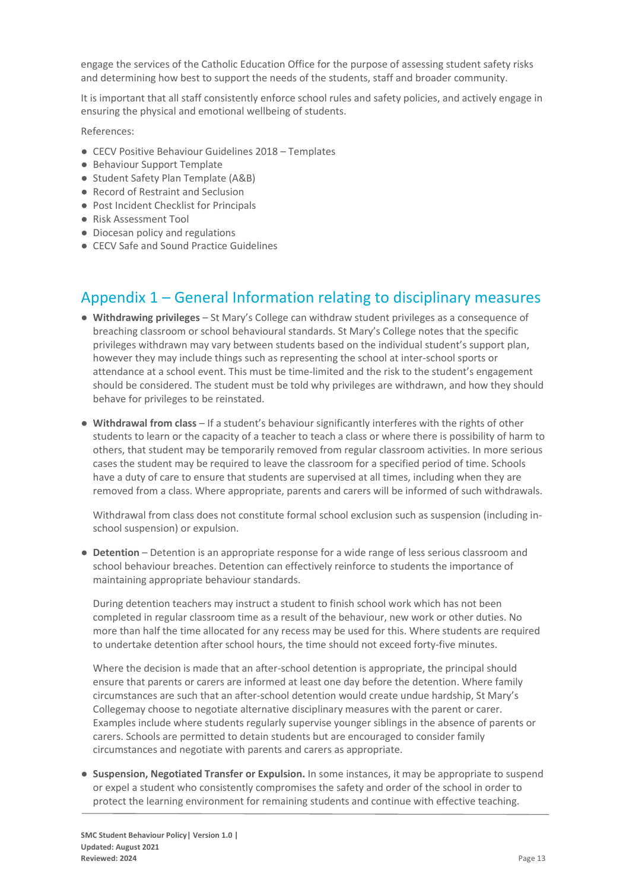engage the services of the Catholic Education Office for the purpose of assessing student safety risks and determining how best to support the needs of the students, staff and broader community.

It is important that all staff consistently enforce school rules and safety policies, and actively engage in ensuring the physical and emotional wellbeing of students.

References:

- CECV Positive Behaviour Guidelines 2018 – Templates
- Behaviour Support Template
- Student Safety Plan Template (A&B)
- Record of Restraint and Seclusion
- Post Incident Checklist for Principals
- Risk Assessment Tool
- Diocesan policy and regulations
- CECV Safe and Sound Practice Guidelines

## Appendix 1 – General Information relating to disciplinary measures

- **Withdrawing privileges** – St Mary's College can withdraw student privileges as a consequence of breaching classroom or school behavioural standards. St Mary's College notes that the specific privileges withdrawn may vary between students based on the individual student's support plan, however they may include things such as representing the school at inter-school sports or attendance at a school event. This must be time-limited and the risk to the student's engagement should be considered. The student must be told why privileges are withdrawn, and how they should behave for privileges to be reinstated.

- **Withdrawal from class** – If a student's behaviour significantly interferes with the rights of other students to learn or the capacity of a teacher to teach a class or where there is possibility of harm to others, that student may be temporarily removed from regular classroom activities. In more serious cases the student may be required to leave the classroom for a specified period of time. Schools have a duty of care to ensure that students are supervised at all times, including when they are removed from a class. Where appropriate, parents and carers will be informed of such withdrawals.

  Withdrawal from class does not constitute formal school exclusion such as suspension (including in-school suspension) or expulsion.

- **Detention** – Detention is an appropriate response for a wide range of less serious classroom and school behaviour breaches. Detention can effectively reinforce to students the importance of maintaining appropriate behaviour standards.

  During detention teachers may instruct a student to finish school work which has not been completed in regular classroom time as a result of the behaviour, new work or other duties. No more than half the time allocated for any recess may be used for this. Where students are required to undertake detention after school hours, the time should not exceed forty-five minutes.

  Where the decision is made that an after-school detention is appropriate, the principal should ensure that parents or carers are informed at least one day before the detention. Where family circumstances are such that an after-school detention would create undue hardship, St Mary's Collegemay choose to negotiate alternative disciplinary measures with the parent or carer. Examples include where students regularly supervise younger siblings in the absence of parents or carers. Schools are permitted to detain students but are encouraged to consider family circumstances and negotiate with parents and carers as appropriate.

- **Suspension, Negotiated Transfer or Expulsion.** In some instances, it may be appropriate to suspend or expel a student who consistently compromises the safety and order of the school in order to protect the learning environment for remaining students and continue with effective teaching.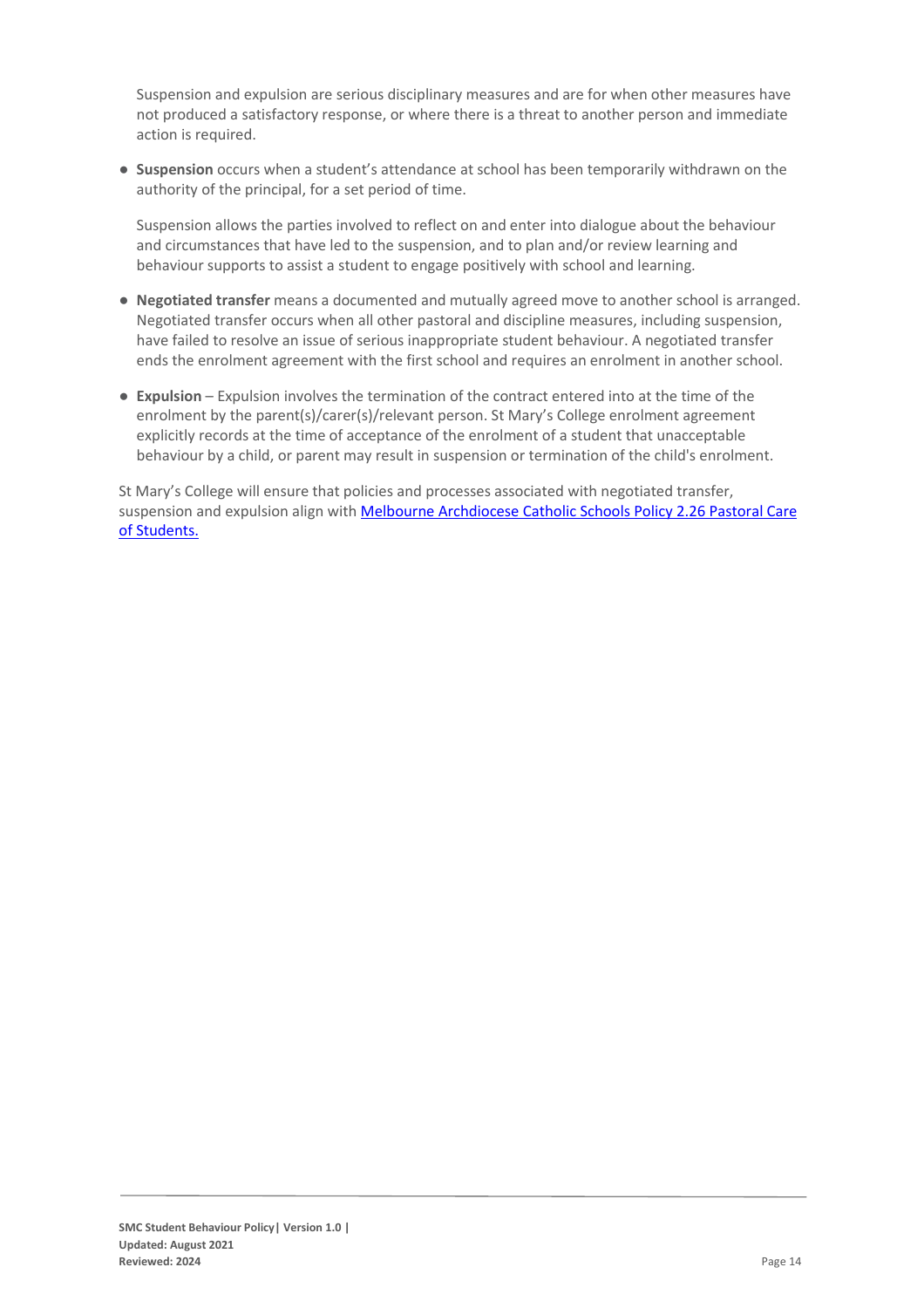Suspension and expulsion are serious disciplinary measures and are for when other measures have not produced a satisfactory response, or where there is a threat to another person and immediate action is required.

- **Suspension** occurs when a student's attendance at school has been temporarily withdrawn on the authority of the principal, for a set period of time.

  Suspension allows the parties involved to reflect on and enter into dialogue about the behaviour and circumstances that have led to the suspension, and to plan and/or review learning and behaviour supports to assist a student to engage positively with school and learning.

- **Negotiated transfer** means a documented and mutually agreed move to another school is arranged. Negotiated transfer occurs when all other pastoral and discipline measures, including suspension, have failed to resolve an issue of serious inappropriate student behaviour. A negotiated transfer ends the enrolment agreement with the first school and requires an enrolment in another school.

- **Expulsion** – Expulsion involves the termination of the contract entered into at the time of the enrolment by the parent(s)/carer(s)/relevant person. St Mary's College enrolment agreement explicitly records at the time of acceptance of the enrolment of a student that unacceptable behaviour by a child, or parent may result in suspension or termination of the child's enrolment.

St Mary's College will ensure that policies and processes associated with negotiated transfer, suspension and expulsion align with [Melbourne Archdiocese Catholic Schools Policy 2.26 Pastoral Care of Students.]